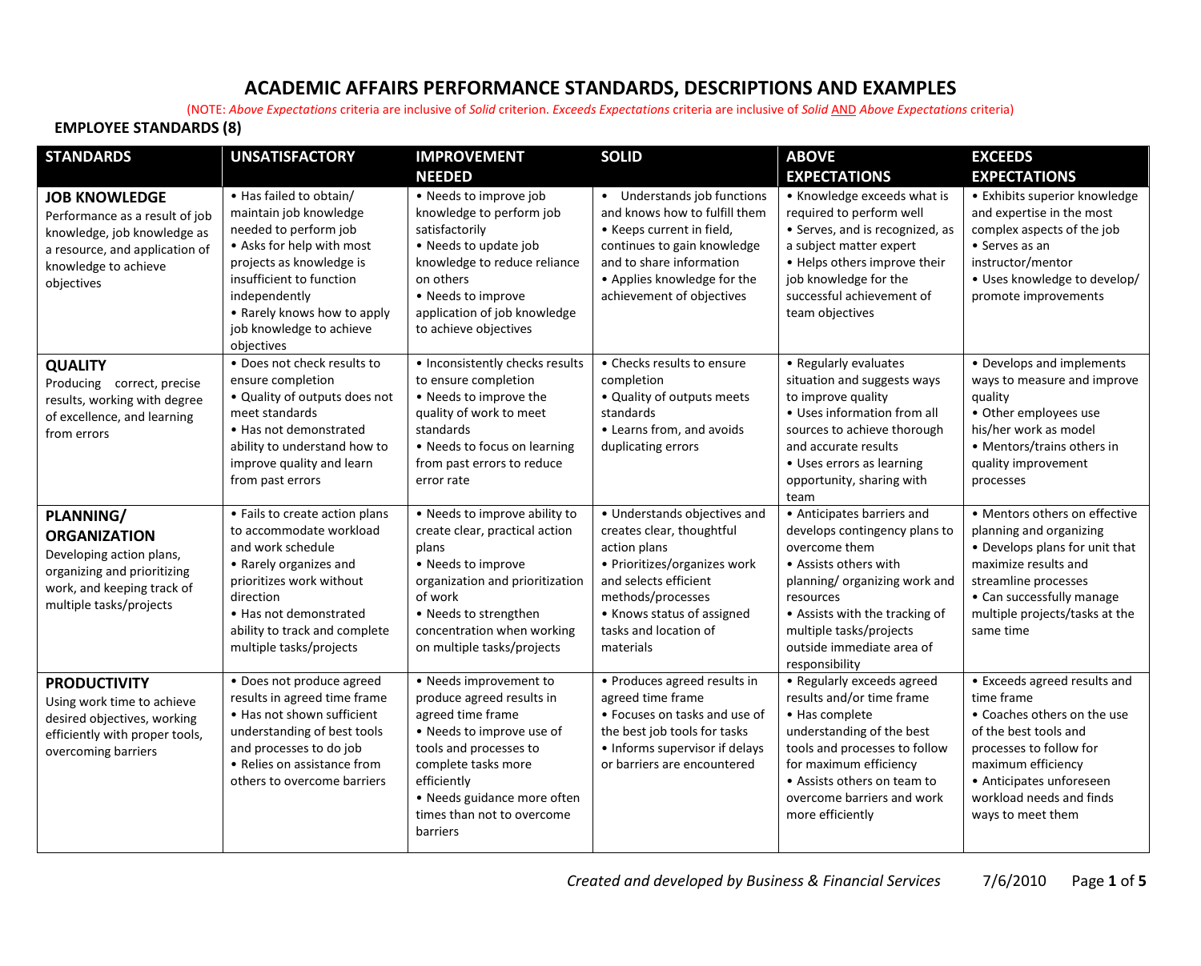# ACADEMIC AFFAIRS PERFORMANCE STANDARDS, DESCRIPTIONS AND EXAMPLES

(NOTE: *Above Expectations* criteria are inclusive of *Solid* criterion. *Exceeds Expectations* criteria are inclusive of *Solid* AND *Above Expectations* criteria)

**EMPLOYEE STANDARDS (8)**

| STANDARDS | UNSATISFACTORY | IMPROVEMENT NEEDED | SOLID | ABOVE EXPECTATIONS | EXCEEDS EXPECTATIONS |
|---|---|---|---|---|---|
| **JOB KNOWLEDGE** Performance as a result of job knowledge, job knowledge as a resource, and application of knowledge to achieve objectives | • Has failed to obtain/ maintain job knowledge needed to perform job • Asks for help with most projects as knowledge is insufficient to function independently • Rarely knows how to apply job knowledge to achieve objectives | • Needs to improve job knowledge to perform job satisfactorily • Needs to update job knowledge to reduce reliance on others • Needs to improve application of job knowledge to achieve objectives | • Understands job functions and knows how to fulfill them • Keeps current in field, continues to gain knowledge and to share information • Applies knowledge for the achievement of objectives | • Knowledge exceeds what is required to perform well • Serves, and is recognized, as a subject matter expert • Helps others improve their job knowledge for the successful achievement of team objectives | • Exhibits superior knowledge and expertise in the most complex aspects of the job • Serves as an instructor/mentor • Uses knowledge to develop/ promote improvements |
| **QUALITY** Producing correct, precise results, working with degree of excellence, and learning from errors | • Does not check results to ensure completion • Quality of outputs does not meet standards • Has not demonstrated ability to understand how to improve quality and learn from past errors | • Inconsistently checks results to ensure completion • Needs to improve the quality of work to meet standards • Needs to focus on learning from past errors to reduce error rate | • Checks results to ensure completion • Quality of outputs meets standards • Learns from, and avoids duplicating errors | • Regularly evaluates situation and suggests ways to improve quality • Uses information from all sources to achieve thorough and accurate results • Uses errors as learning opportunity, sharing with team | • Develops and implements ways to measure and improve quality • Other employees use his/her work as model • Mentors/trains others in quality improvement processes |
| **PLANNING/ ORGANIZATION** Developing action plans, organizing and prioritizing work, and keeping track of multiple tasks/projects | • Fails to create action plans to accommodate workload and work schedule • Rarely organizes and prioritizes work without direction • Has not demonstrated ability to track and complete multiple tasks/projects | • Needs to improve ability to create clear, practical action plans • Needs to improve organization and prioritization of work • Needs to strengthen concentration when working on multiple tasks/projects | • Understands objectives and creates clear, thoughtful action plans • Prioritizes/organizes work and selects efficient methods/processes • Knows status of assigned tasks and location of materials | • Anticipates barriers and develops contingency plans to overcome them • Assists others with planning/ organizing work and resources • Assists with the tracking of multiple tasks/projects outside immediate area of responsibility | • Mentors others on effective planning and organizing • Develops plans for unit that maximize results and streamline processes • Can successfully manage multiple projects/tasks at the same time |
| **PRODUCTIVITY** Using work time to achieve desired objectives, working efficiently with proper tools, overcoming barriers | • Does not produce agreed results in agreed time frame • Has not shown sufficient understanding of best tools and processes to do job • Relies on assistance from others to overcome barriers | • Needs improvement to produce agreed results in agreed time frame • Needs to improve use of tools and processes to complete tasks more efficiently • Needs guidance more often times than not to overcome barriers | • Produces agreed results in agreed time frame • Focuses on tasks and use of the best job tools for tasks • Informs supervisor if delays or barriers are encountered | • Regularly exceeds agreed results and/or time frame • Has complete understanding of the best tools and processes to follow for maximum efficiency • Assists others on team to overcome barriers and work more efficiently | • Exceeds agreed results and time frame • Coaches others on the use of the best tools and processes to follow for maximum efficiency • Anticipates unforeseen workload needs and finds ways to meet them |

*Created and developed by Business & Financial Services* 7/6/2010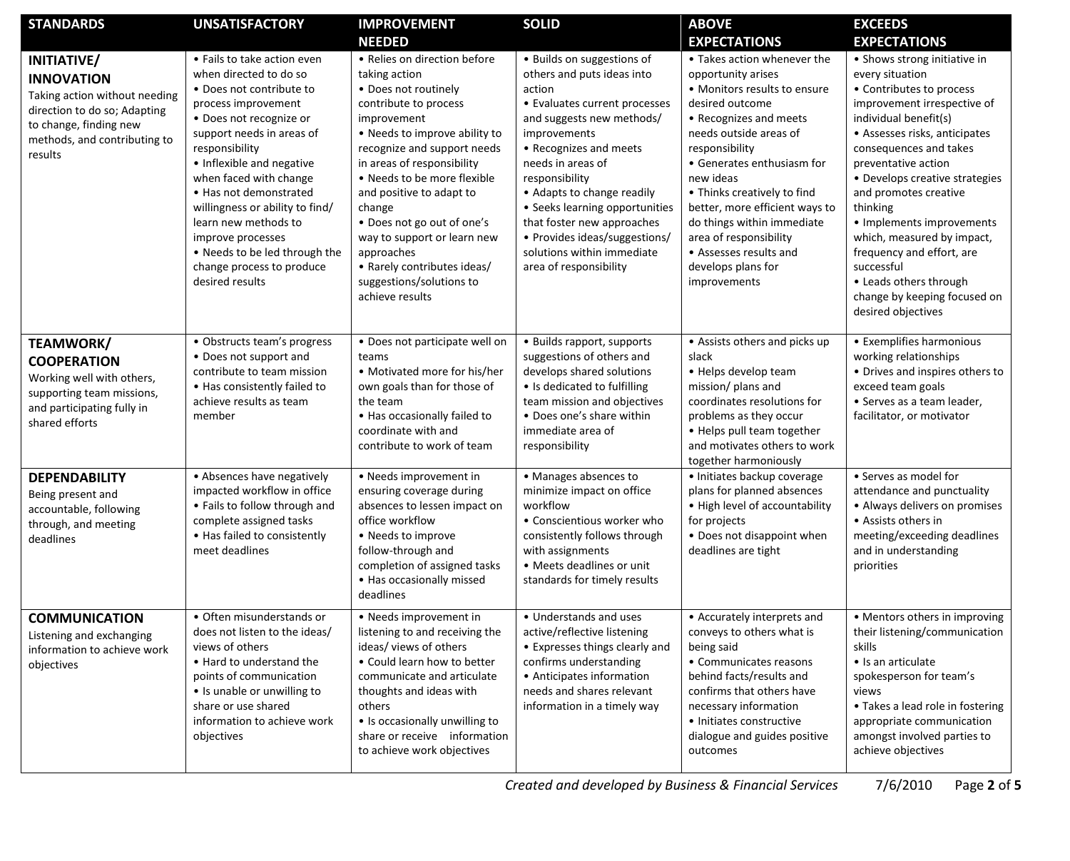| STANDARDS | UNSATISFACTORY | IMPROVEMENT NEEDED | SOLID | ABOVE EXPECTATIONS | EXCEEDS EXPECTATIONS |
|---|---|---|---|---|---|
| **INITIATIVE/ INNOVATION** Taking action without needing direction to do so; Adapting to change, finding new methods, and contributing to results | • Fails to take action even when directed to do so • Does not contribute to process improvement • Does not recognize or support needs in areas of responsibility • Inflexible and negative when faced with change • Has not demonstrated willingness or ability to find/ learn new methods to improve processes • Needs to be led through the change process to produce desired results | • Relies on direction before taking action • Does not routinely contribute to process improvement • Needs to improve ability to recognize and support needs in areas of responsibility • Needs to be more flexible and positive to adapt to change • Does not go out of one's way to support or learn new approaches • Rarely contributes ideas/ suggestions/solutions to achieve results | • Builds on suggestions of others and puts ideas into action • Evaluates current processes and suggests new methods/ improvements • Recognizes and meets needs in areas of responsibility • Adapts to change readily • Seeks learning opportunities that foster new approaches • Provides ideas/suggestions/ solutions within immediate area of responsibility | • Takes action whenever the opportunity arises • Monitors results to ensure desired outcome • Recognizes and meets needs outside areas of responsibility • Generates enthusiasm for new ideas • Thinks creatively to find better, more efficient ways to do things within immediate area of responsibility • Assesses results and develops plans for improvements | • Shows strong initiative in every situation • Contributes to process improvement irrespective of individual benefit(s) • Assesses risks, anticipates consequences and takes preventative action • Develops creative strategies and promotes creative thinking • Implements improvements which, measured by impact, frequency and effort, are successful • Leads others through change by keeping focused on desired objectives |
| **TEAMWORK/ COOPERATION** Working well with others, supporting team missions, and participating fully in shared efforts | • Obstructs team's progress • Does not support and contribute to team mission • Has consistently failed to achieve results as team member | • Does not participate well on teams • Motivated more for his/her own goals than for those of the team • Has occasionally failed to coordinate with and contribute to work of team | • Builds rapport, supports suggestions of others and develops shared solutions • Is dedicated to fulfilling team mission and objectives • Does one's share within immediate area of responsibility | • Assists others and picks up slack • Helps develop team mission/ plans and coordinates resolutions for problems as they occur • Helps pull team together and motivates others to work together harmoniously | • Exemplifies harmonious working relationships • Drives and inspires others to exceed team goals • Serves as a team leader, facilitator, or motivator |
| **DEPENDABILITY** Being present and accountable, following through, and meeting deadlines | • Absences have negatively impacted workflow in office • Fails to follow through and complete assigned tasks • Has failed to consistently meet deadlines | • Needs improvement in ensuring coverage during absences to lessen impact on office workflow • Needs to improve follow-through and completion of assigned tasks • Has occasionally missed deadlines | • Manages absences to minimize impact on office workflow • Conscientious worker who consistently follows through with assignments • Meets deadlines or unit standards for timely results | • Initiates backup coverage plans for planned absences • High level of accountability for projects • Does not disappoint when deadlines are tight | • Serves as model for attendance and punctuality • Always delivers on promises • Assists others in meeting/exceeding deadlines and in understanding priorities |
| **COMMUNICATION** Listening and exchanging information to achieve work objectives | • Often misunderstands or does not listen to the ideas/ views of others • Hard to understand the points of communication • Is unable or unwilling to share or use shared information to achieve work objectives | • Needs improvement in listening to and receiving the ideas/ views of others • Could learn how to better communicate and articulate thoughts and ideas with others • Is occasionally unwilling to share or receive information to achieve work objectives | • Understands and uses active/reflective listening • Expresses things clearly and confirms understanding • Anticipates information needs and shares relevant information in a timely way | • Accurately interprets and conveys to others what is being said • Communicates reasons behind facts/results and confirms that others have necessary information • Initiates constructive dialogue and guides positive outcomes | • Mentors others in improving their listening/communication skills • Is an articulate spokesperson for team's views • Takes a lead role in fostering appropriate communication amongst involved parties to achieve objectives |

*Created and developed by Business & Financial Services* 7/6/2010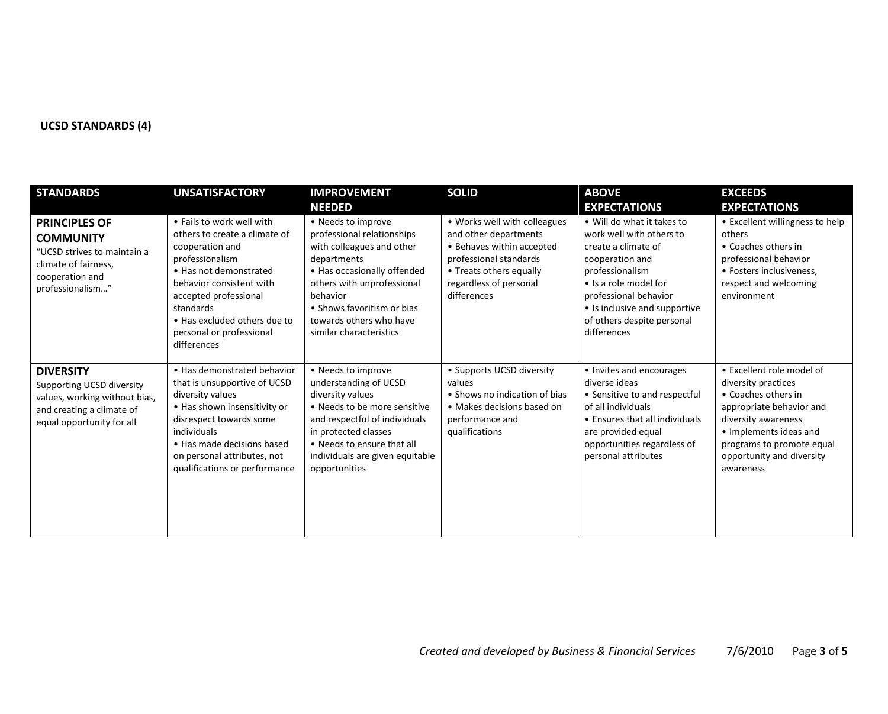**UCSD STANDARDS (4)**

| STANDARDS | UNSATISFACTORY | IMPROVEMENT NEEDED | SOLID | ABOVE EXPECTATIONS | EXCEEDS EXPECTATIONS |
|---|---|---|---|---|---|
| **PRINCIPLES OF COMMUNITY**<br>"UCSD strives to maintain a climate of fairness, cooperation and professionalism…" | • Fails to work well with others to create a climate of cooperation and professionalism<br>• Has not demonstrated behavior consistent with accepted professional standards<br>• Has excluded others due to personal or professional differences | • Needs to improve professional relationships with colleagues and other departments<br>• Has occasionally offended others with unprofessional behavior<br>• Shows favoritism or bias towards others who have similar characteristics | • Works well with colleagues and other departments<br>• Behaves within accepted professional standards<br>• Treats others equally regardless of personal differences | • Will do what it takes to work well with others to create a climate of cooperation and professionalism<br>• Is a role model for professional behavior<br>• Is inclusive and supportive of others despite personal differences | • Excellent willingness to help others<br>• Coaches others in professional behavior<br>• Fosters inclusiveness, respect and welcoming environment |
| **DIVERSITY**<br>Supporting UCSD diversity values, working without bias, and creating a climate of equal opportunity for all | • Has demonstrated behavior that is unsupportive of UCSD diversity values<br>• Has shown insensitivity or disrespect towards some individuals<br>• Has made decisions based on personal attributes, not qualifications or performance | • Needs to improve understanding of UCSD diversity values<br>• Needs to be more sensitive and respectful of individuals in protected classes<br>• Needs to ensure that all individuals are given equitable opportunities | • Supports UCSD diversity values<br>• Shows no indication of bias<br>• Makes decisions based on performance and qualifications | • Invites and encourages diverse ideas<br>• Sensitive to and respectful of all individuals<br>• Ensures that all individuals are provided equal opportunities regardless of personal attributes | • Excellent role model of diversity practices<br>• Coaches others in appropriate behavior and diversity awareness<br>• Implements ideas and programs to promote equal opportunity and diversity awareness |

*Created and developed by Business & Financial Services* 7/6/2010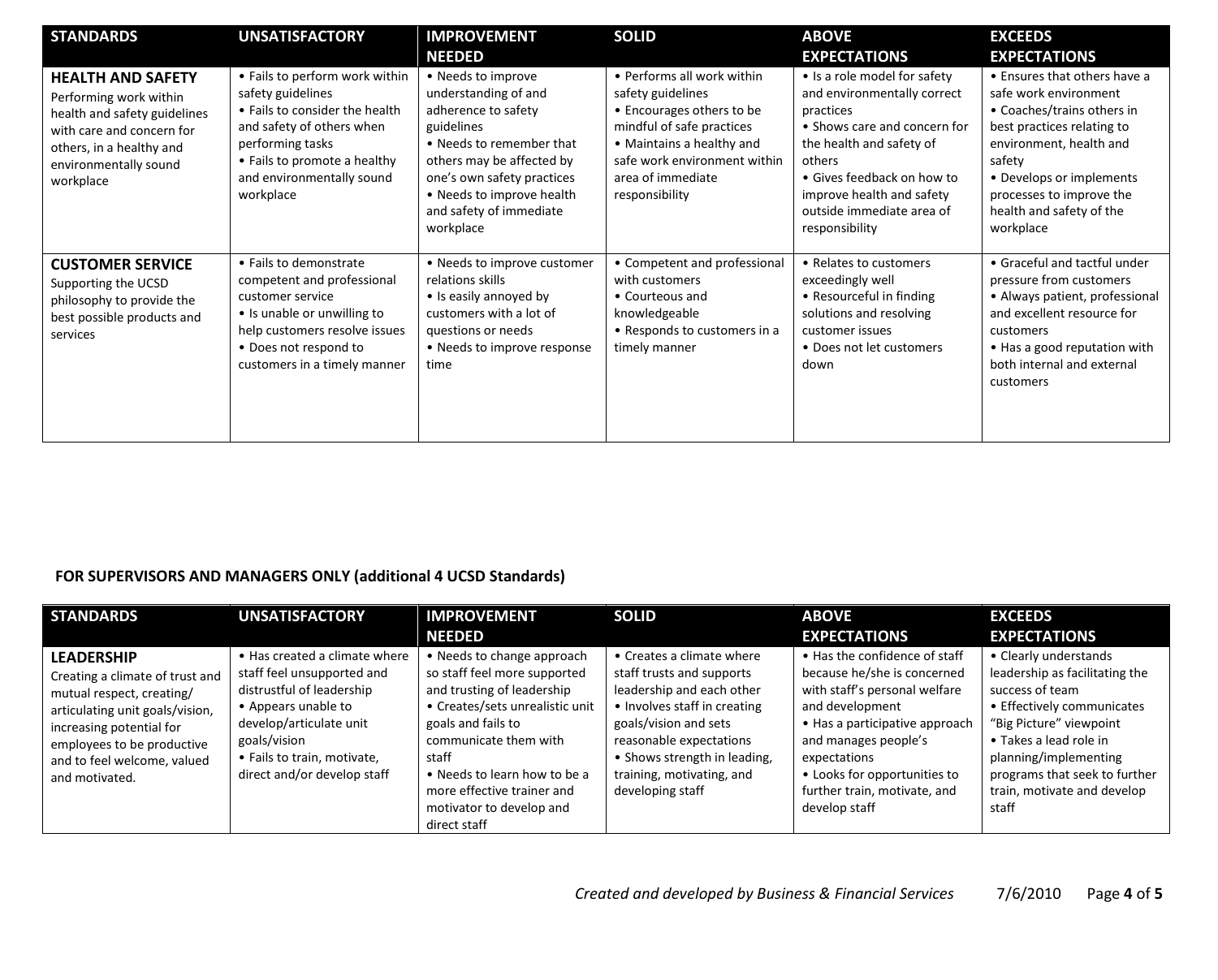| STANDARDS | UNSATISFACTORY | IMPROVEMENT NEEDED | SOLID | ABOVE EXPECTATIONS | EXCEEDS EXPECTATIONS |
|---|---|---|---|---|---|
| **HEALTH AND SAFETY**<br>Performing work within health and safety guidelines with care and concern for others, in a healthy and environmentally sound workplace | • Fails to perform work within safety guidelines<br>• Fails to consider the health and safety of others when performing tasks<br>• Fails to promote a healthy and environmentally sound workplace | • Needs to improve understanding of and adherence to safety guidelines<br>• Needs to remember that others may be affected by one's own safety practices<br>• Needs to improve health and safety of immediate workplace | • Performs all work within safety guidelines<br>• Encourages others to be mindful of safe practices<br>• Maintains a healthy and safe work environment within area of immediate responsibility | • Is a role model for safety and environmentally correct practices<br>• Shows care and concern for the health and safety of others<br>• Gives feedback on how to improve health and safety outside immediate area of responsibility | • Ensures that others have a safe work environment<br>• Coaches/trains others in best practices relating to environment, health and safety<br>• Develops or implements processes to improve the health and safety of the workplace |
| **CUSTOMER SERVICE**<br>Supporting the UCSD philosophy to provide the best possible products and services | • Fails to demonstrate competent and professional customer service<br>• Is unable or unwilling to help customers resolve issues<br>• Does not respond to customers in a timely manner | • Needs to improve customer relations skills<br>• Is easily annoyed by customers with a lot of questions or needs<br>• Needs to improve response time | • Competent and professional with customers<br>• Courteous and knowledgeable<br>• Responds to customers in a timely manner | • Relates to customers exceedingly well<br>• Resourceful in finding solutions and resolving customer issues<br>• Does not let customers down | • Graceful and tactful under pressure from customers<br>• Always patient, professional and excellent resource for customers<br>• Has a good reputation with both internal and external customers |

**FOR SUPERVISORS AND MANAGERS ONLY (additional 4 UCSD Standards)**

| STANDARDS | UNSATISFACTORY | IMPROVEMENT NEEDED | SOLID | ABOVE EXPECTATIONS | EXCEEDS EXPECTATIONS |
|---|---|---|---|---|---|
| **LEADERSHIP**<br>Creating a climate of trust and mutual respect, creating/ articulating unit goals/vision, increasing potential for employees to be productive and to feel welcome, valued and motivated. | • Has created a climate where staff feel unsupported and distrustful of leadership<br>• Appears unable to develop/articulate unit goals/vision<br>• Fails to train, motivate, direct and/or develop staff | • Needs to change approach so staff feel more supported and trusting of leadership<br>• Creates/sets unrealistic unit goals and fails to communicate them with staff<br>• Needs to learn how to be a more effective trainer and motivator to develop and direct staff | • Creates a climate where staff trusts and supports leadership and each other<br>• Involves staff in creating goals/vision and sets reasonable expectations<br>• Shows strength in leading, training, motivating, and developing staff | • Has the confidence of staff because he/she is concerned with staff's personal welfare and development<br>• Has a participative approach and manages people's expectations<br>• Looks for opportunities to further train, motivate, and develop staff | • Clearly understands leadership as facilitating the success of team<br>• Effectively communicates "Big Picture" viewpoint<br>• Takes a lead role in planning/implementing programs that seek to further train, motivate and develop staff |

*Created and developed by Business & Financial Services* 7/6/2010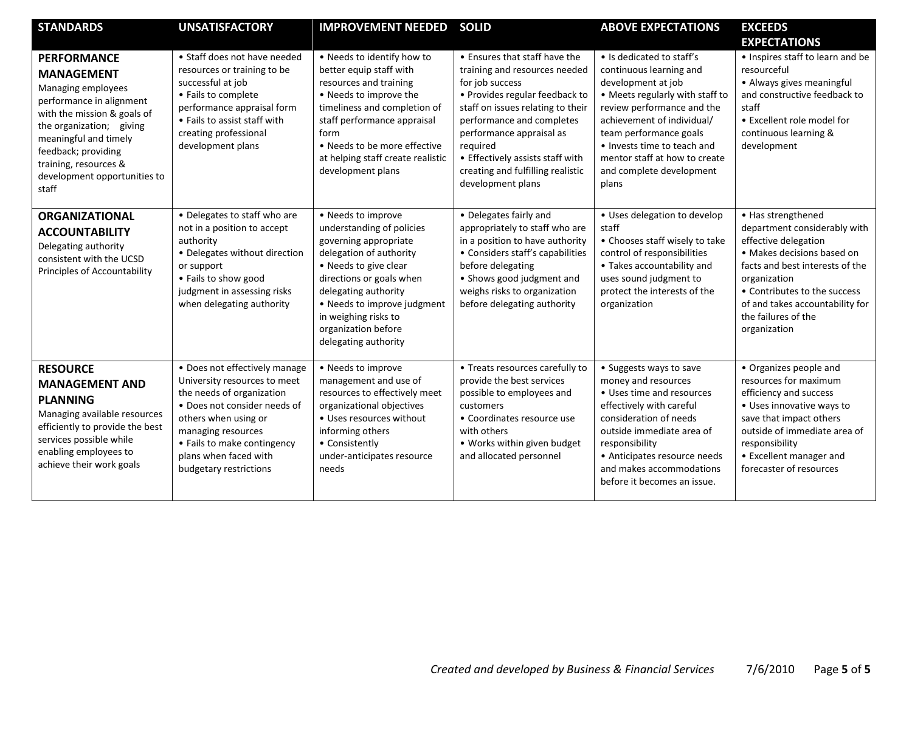| STANDARDS | UNSATISFACTORY | IMPROVEMENT NEEDED | SOLID | ABOVE EXPECTATIONS | EXCEEDS EXPECTATIONS |
|---|---|---|---|---|---|
| **PERFORMANCE MANAGEMENT** Managing employees performance in alignment with the mission & goals of the organization; giving meaningful and timely feedback; providing training, resources & development opportunities to staff | • Staff does not have needed resources or training to be successful at job • Fails to complete performance appraisal form • Fails to assist staff with creating professional development plans | • Needs to identify how to better equip staff with resources and training • Needs to improve the timeliness and completion of staff performance appraisal form • Needs to be more effective at helping staff create realistic development plans | • Ensures that staff have the training and resources needed for job success • Provides regular feedback to staff on issues relating to their performance and completes performance appraisal as required • Effectively assists staff with creating and fulfilling realistic development plans | • Is dedicated to staff's continuous learning and development at job • Meets regularly with staff to review performance and the achievement of individual/ team performance goals • Invests time to teach and mentor staff at how to create and complete development plans | • Inspires staff to learn and be resourceful • Always gives meaningful and constructive feedback to staff • Excellent role model for continuous learning & development |
| **ORGANIZATIONAL ACCOUNTABILITY** Delegating authority consistent with the UCSD Principles of Accountability | • Delegates to staff who are not in a position to accept authority • Delegates without direction or support • Fails to show good judgment in assessing risks when delegating authority | • Needs to improve understanding of policies governing appropriate delegation of authority • Needs to give clear directions or goals when delegating authority • Needs to improve judgment in weighing risks to organization before delegating authority | • Delegates fairly and appropriately to staff who are in a position to have authority • Considers staff's capabilities before delegating • Shows good judgment and weighs risks to organization before delegating authority | • Uses delegation to develop staff • Chooses staff wisely to take control of responsibilities • Takes accountability and uses sound judgment to protect the interests of the organization | • Has strengthened department considerably with effective delegation • Makes decisions based on facts and best interests of the organization • Contributes to the success of and takes accountability for the failures of the organization |
| **RESOURCE MANAGEMENT AND PLANNING** Managing available resources efficiently to provide the best services possible while enabling employees to achieve their work goals | • Does not effectively manage University resources to meet the needs of organization • Does not consider needs of others when using or managing resources • Fails to make contingency plans when faced with budgetary restrictions | • Needs to improve management and use of resources to effectively meet organizational objectives • Uses resources without informing others • Consistently under-anticipates resource needs | • Treats resources carefully to provide the best services possible to employees and customers • Coordinates resource use with others • Works within given budget and allocated personnel | • Suggests ways to save money and resources • Uses time and resources effectively with careful consideration of needs outside immediate area of responsibility • Anticipates resource needs and makes accommodations before it becomes an issue. | • Organizes people and resources for maximum efficiency and success • Uses innovative ways to save that impact others outside of immediate area of responsibility • Excellent manager and forecaster of resources |